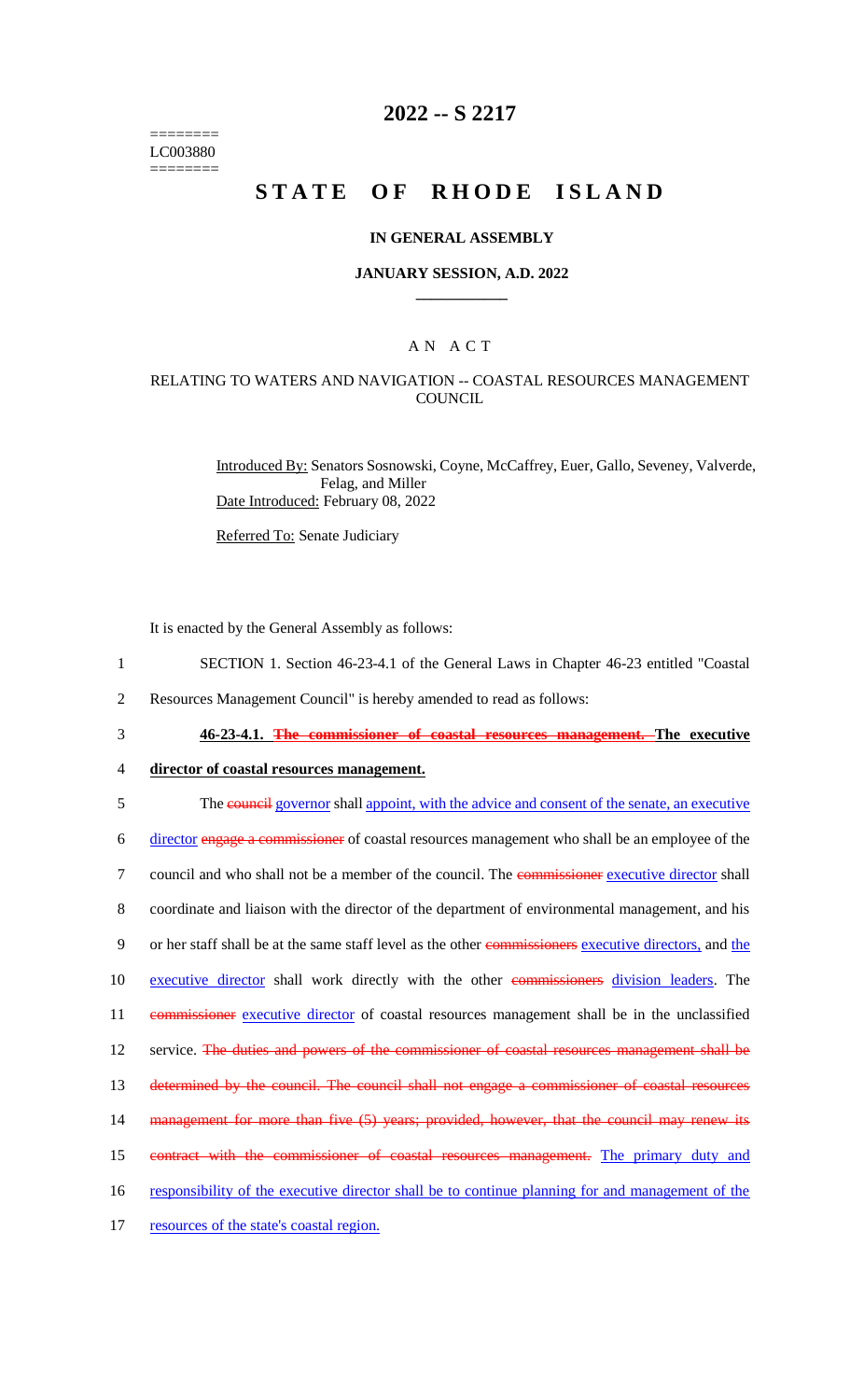========
LC003880
========

# 2022 -- S 2217

# STATE OF RHODE ISLAND

## IN GENERAL ASSEMBLY

## JANUARY SESSION, A.D. 2022

## A N A C T

### RELATING TO WATERS AND NAVIGATION -- COASTAL RESOURCES MANAGEMENT COUNCIL

Introduced By: Senators Sosnowski, Coyne, McCaffrey, Euer, Gallo, Seveney, Valverde, Felag, and Miller

Date Introduced: February 08, 2022

Referred To: Senate Judiciary

It is enacted by the General Assembly as follows:

1 SECTION 1. Section 46-23-4.1 of the General Laws in Chapter 46-23 entitled "Coastal
2 Resources Management Council" is hereby amended to read as follows:

3 **46-23-4.1. ~~The commissioner of coastal resources management.~~ The executive**
4 **director of coastal resources management.**

5 The ~~council~~ governor shall appoint, with the advice and consent of the senate, an executive
6 director ~~engage a commissioner~~ of coastal resources management who shall be an employee of the
7 council and who shall not be a member of the council. The ~~commissioner~~ executive director shall
8 coordinate and liaison with the director of the department of environmental management, and his
9 or her staff shall be at the same staff level as the other ~~commissioners~~ executive directors, and the
10 executive director shall work directly with the other ~~commissioners~~ division leaders. The
11 ~~commissioner~~ executive director of coastal resources management shall be in the unclassified
12 service. ~~The duties and powers of the commissioner of coastal resources management shall be~~
13 ~~determined by the council. The council shall not engage a commissioner of coastal resources~~
14 ~~management for more than five (5) years; provided, however, that the council may renew its~~
15 ~~contract with the commissioner of coastal resources management.~~ The primary duty and
16 responsibility of the executive director shall be to continue planning for and management of the
17 resources of the state's coastal region.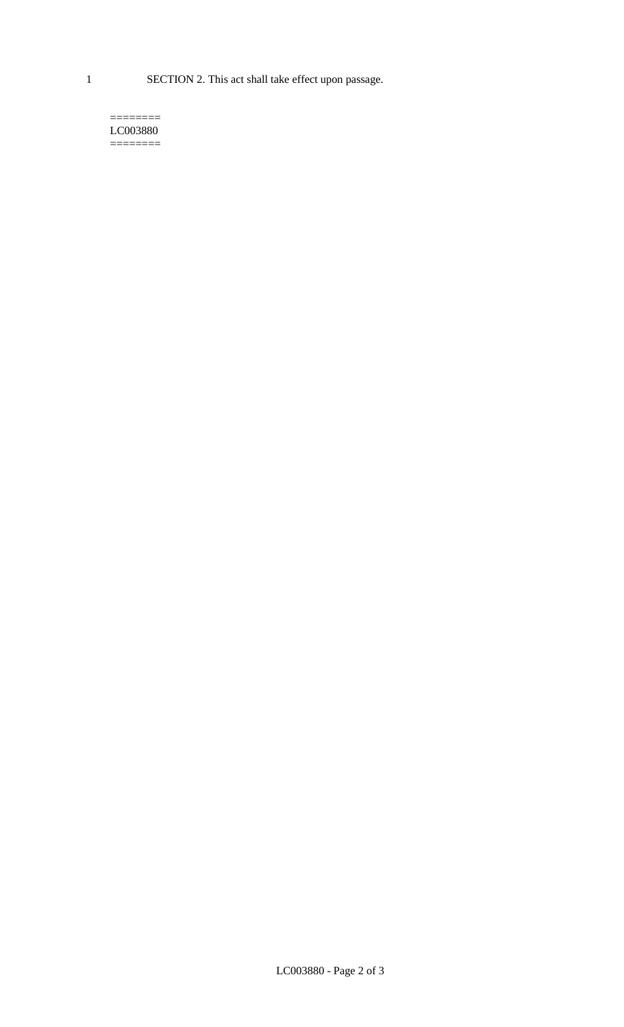1 SECTION 2. This act shall take effect upon passage.

========
LC003880
========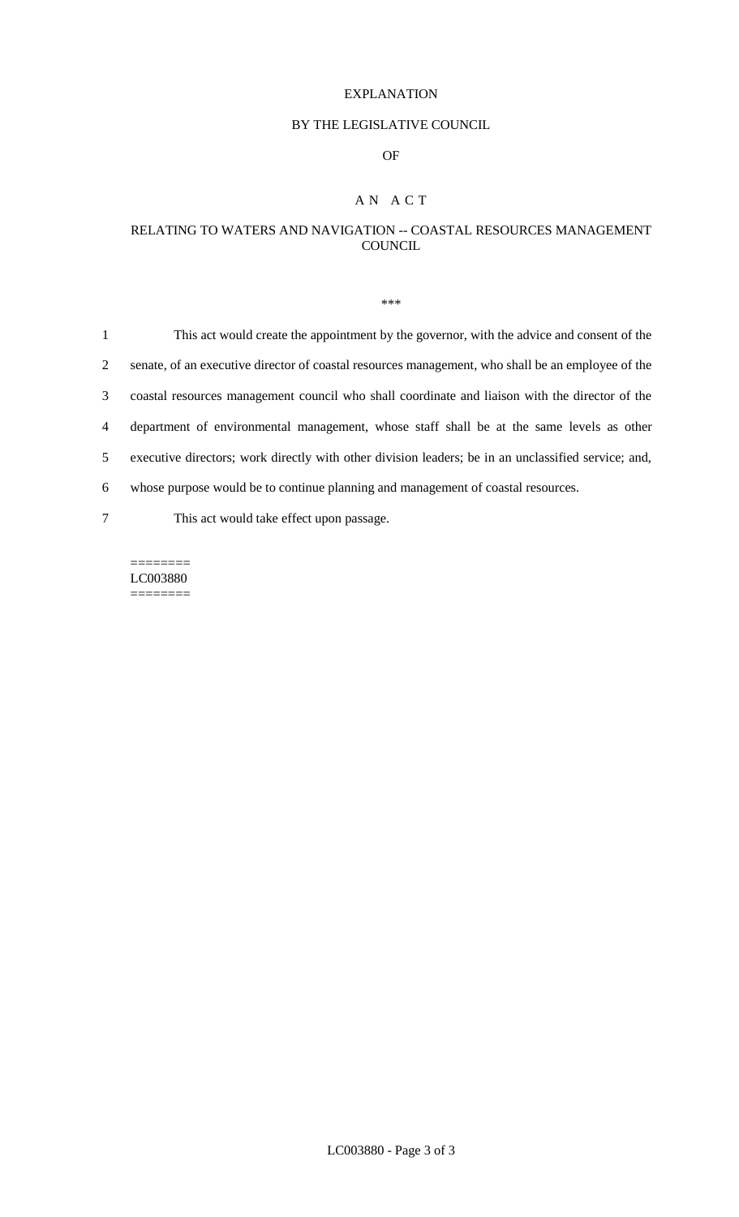EXPLANATION

BY THE LEGISLATIVE COUNCIL

OF

A N A C T

RELATING TO WATERS AND NAVIGATION -- COASTAL RESOURCES MANAGEMENT COUNCIL

\*\*\*

1 This act would create the appointment by the governor, with the advice and consent of the
2 senate, of an executive director of coastal resources management, who shall be an employee of the
3 coastal resources management council who shall coordinate and liaison with the director of the
4 department of environmental management, whose staff shall be at the same levels as other
5 executive directors; work directly with other division leaders; be in an unclassified service; and,
6 whose purpose would be to continue planning and management of coastal resources.

7 This act would take effect upon passage.

========
LC003880
========